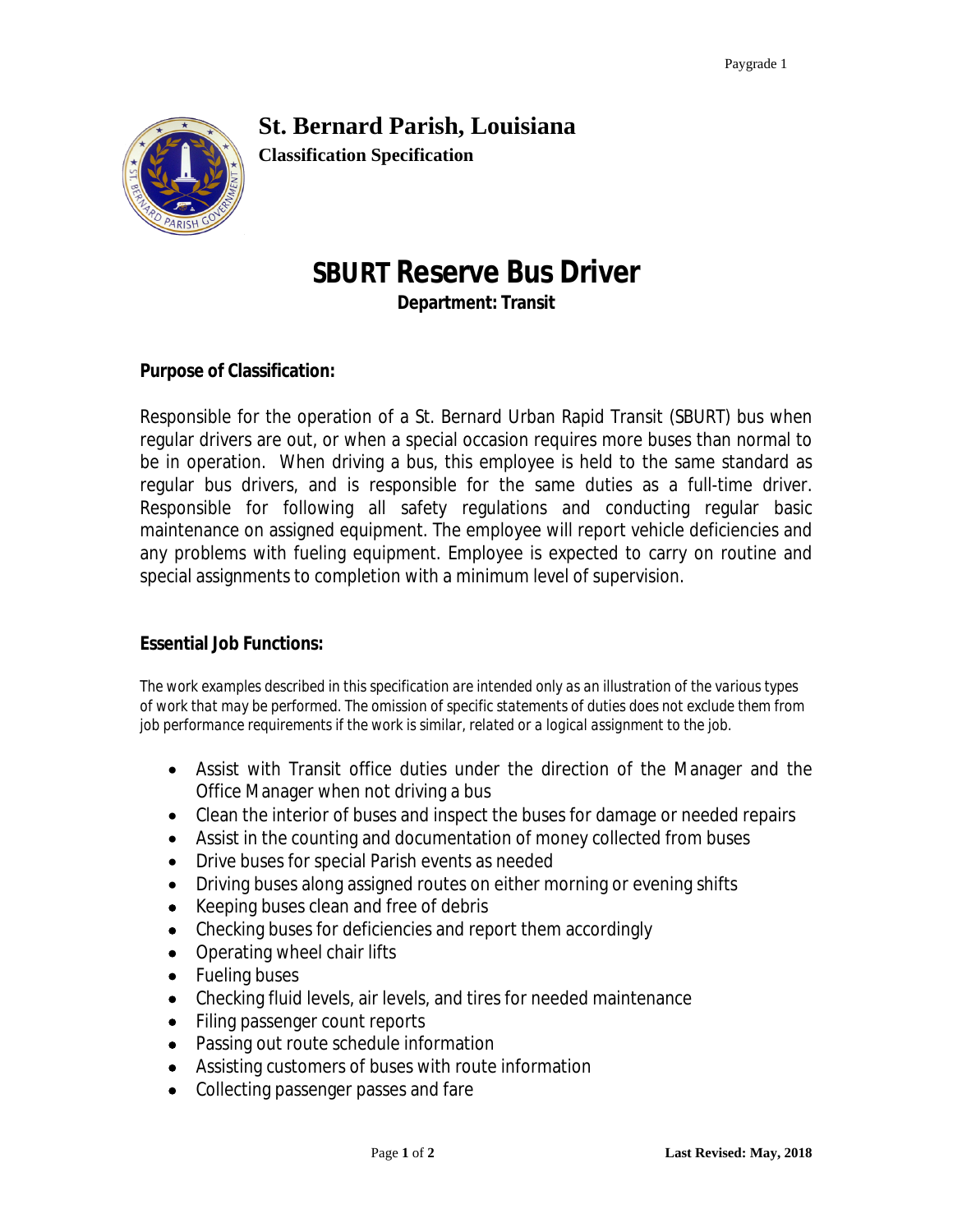Paygrade 1

# St. Bernard Parish, Louisiana

**Classification Specification**

# SBURT Reserve Bus Driver

**Department: Transit**

## Purpose of Classification:

Responsible for the operation of a St. Bernard Urban Rapid Transit (SBURT) bus when regular drivers are out, or when a special occasion requires more buses than normal to be in operation. When driving a bus, this employee is held to the same standard as regular bus drivers, and is responsible for the same duties as a full-time driver. Responsible for following all safety regulations and conducting regular basic maintenance on assigned equipment. The employee will report vehicle deficiencies and any problems with fueling equipment. Employee is expected to carry on routine and special assignments to completion with a minimum level of supervision.

## Essential Job Functions:

*The work examples described in this specification are intended only as an illustration of the various types of work that may be performed. The omission of specific statements of duties does not exclude them from job performance requirements if the work is similar, related or a logical assignment to the job.*

- Assist with Transit office duties under the direction of the Manager and the Office Manager when not driving a bus
- Clean the interior of buses and inspect the buses for damage or needed repairs
- Assist in the counting and documentation of money collected from buses
- Drive buses for special Parish events as needed
- Driving buses along assigned routes on either morning or evening shifts
- Keeping buses clean and free of debris
- Checking buses for deficiencies and report them accordingly
- Operating wheel chair lifts
- Fueling buses
- Checking fluid levels, air levels, and tires for needed maintenance
- Filing passenger count reports
- Passing out route schedule information
- Assisting customers of buses with route information
- Collecting passenger passes and fare

**Last Revised: May, 2018**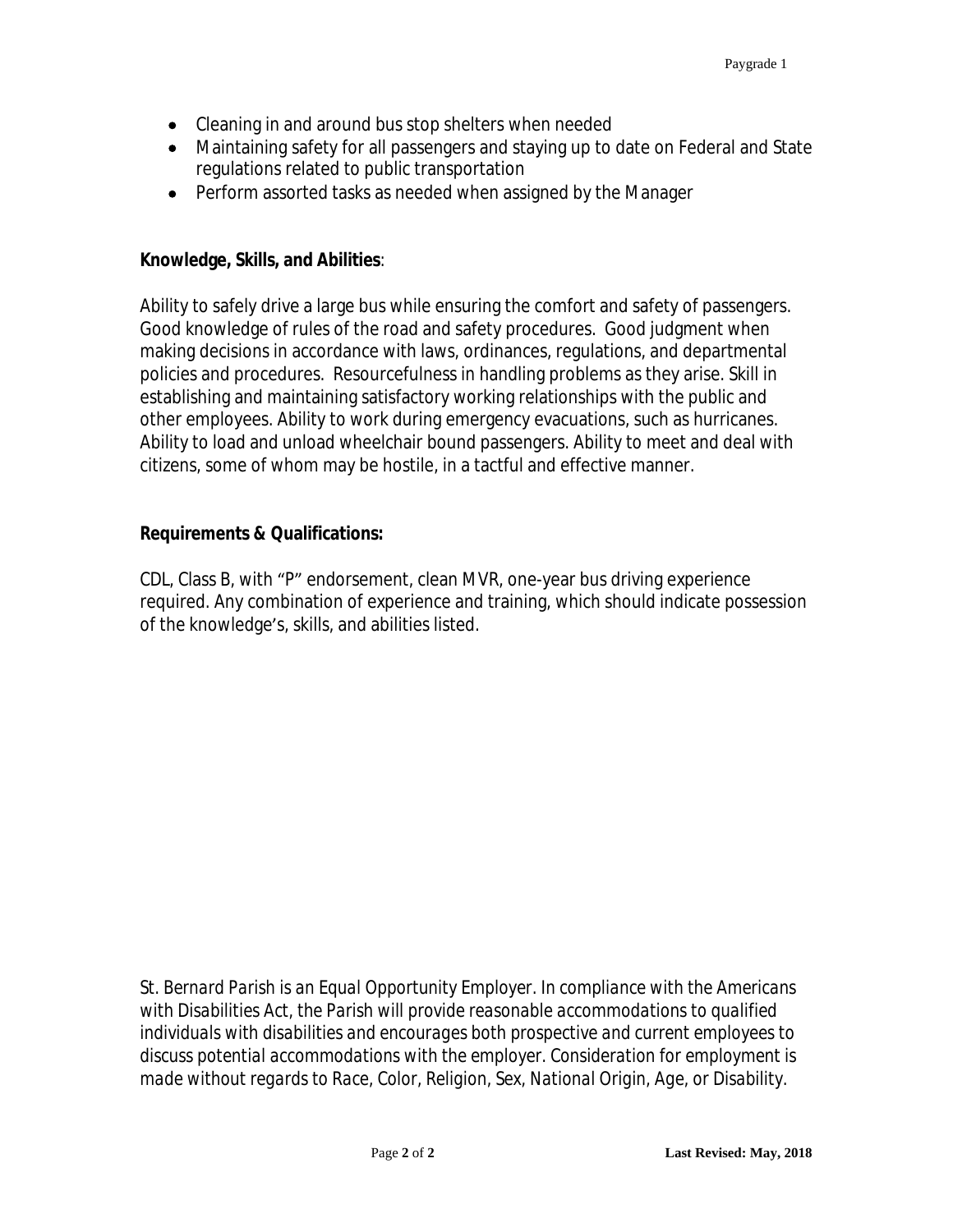- Cleaning in and around bus stop shelters when needed
- Maintaining safety for all passengers and staying up to date on Federal and State regulations related to public transportation
- Perform assorted tasks as needed when assigned by the Manager

**Knowledge, Skills, and Abilities**:

Ability to safely drive a large bus while ensuring the comfort and safety of passengers. Good knowledge of rules of the road and safety procedures. Good judgment when making decisions in accordance with laws, ordinances, regulations, and departmental policies and procedures. Resourcefulness in handling problems as they arise. Skill in establishing and maintaining satisfactory working relationships with the public and other employees. Ability to work during emergency evacuations, such as hurricanes. Ability to load and unload wheelchair bound passengers. Ability to meet and deal with citizens, some of whom may be hostile, in a tactful and effective manner.

**Requirements & Qualifications:**

CDL, Class B, with "P" endorsement, clean MVR, one-year bus driving experience required. Any combination of experience and training, which should indicate possession of the knowledge's, skills, and abilities listed.

*St. Bernard Parish is an Equal Opportunity Employer. In compliance with the Americans with Disabilities Act, the Parish will provide reasonable accommodations to qualified individuals with disabilities and encourages both prospective and current employees to discuss potential accommodations with the employer. Consideration for employment is made without regards to Race, Color, Religion, Sex, National Origin, Age, or Disability.*

**Last Revised: May, 2018**